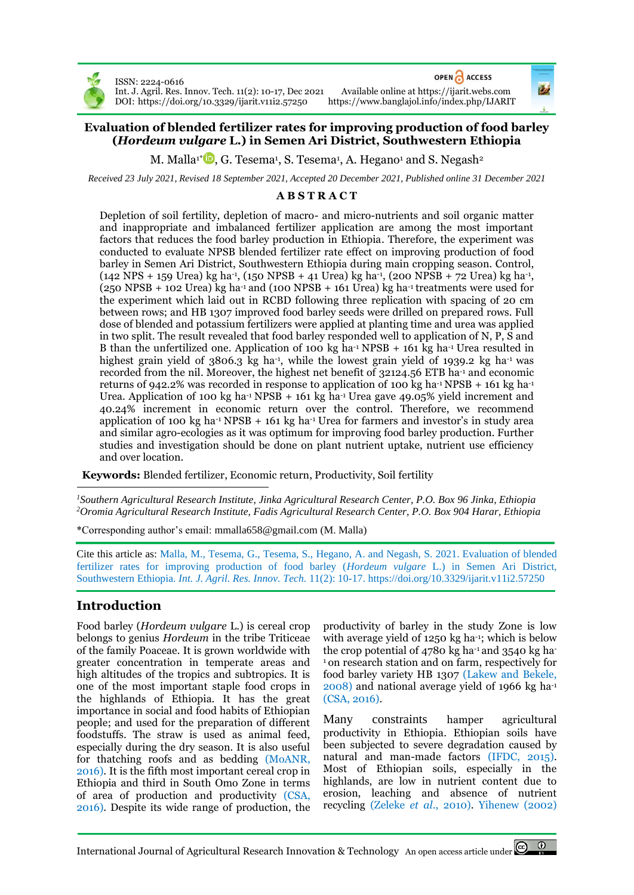# Evaluation of blended fertilizer rates for improving production of food barley (*Hordeum vulgare* L.) in Semen Ari District, Southwestern Ethiopia

M. Malla[1*], G. Tesema[1], S. Tesema[1], A. Hegano[1] and S. Negash[2]

*Received 23 July 2021, Revised 18 September 2021, Accepted 20 December 2021, Published online 31 December 2021*

## ABSTRACT

Depletion of soil fertility, depletion of macro- and micro-nutrients and soil organic matter and inappropriate and imbalanced fertilizer application are among the most important factors that reduces the food barley production in Ethiopia. Therefore, the experiment was conducted to evaluate NPSB blended fertilizer rate effect on improving production of food barley in Semen Ari District, Southwestern Ethiopia during main cropping season. Control, (142 NPS + 159 Urea) kg ha$^{-1}$, (150 NPSB + 41 Urea) kg ha$^{-1}$, (200 NPSB + 72 Urea) kg ha$^{-1}$, (250 NPSB + 102 Urea) kg ha$^{-1}$ and (100 NPSB + 161 Urea) kg ha$^{-1}$ treatments were used for the experiment which laid out in RCBD following three replication with spacing of 20 cm between rows; and HB 1307 improved food barley seeds were drilled on prepared rows. Full dose of blended and potassium fertilizers were applied at planting time and urea was applied in two split. The result revealed that food barley responded well to application of N, P, S and B than the unfertilized one. Application of 100 kg ha$^{-1}$ NPSB + 161 kg ha$^{-1}$ Urea resulted in highest grain yield of 3806.3 kg ha$^{-1}$, while the lowest grain yield of 1939.2 kg ha$^{-1}$ was recorded from the nil. Moreover, the highest net benefit of 32124.56 ETB ha$^{-1}$ and economic returns of 942.2% was recorded in response to application of 100 kg ha$^{-1}$ NPSB + 161 kg ha$^{-1}$ Urea. Application of 100 kg ha$^{-1}$ NPSB + 161 kg ha$^{-1}$ Urea gave 49.05% yield increment and 40.24% increment in economic return over the control. Therefore, we recommend application of 100 kg ha$^{-1}$ NPSB + 161 kg ha$^{-1}$ Urea for farmers and investor's in study area and similar agro-ecologies as it was optimum for improving food barley production. Further studies and investigation should be done on plant nutrient uptake, nutrient use efficiency and over location.

**Keywords:** Blended fertilizer, Economic return, Productivity, Soil fertility

[1]*Southern Agricultural Research Institute, Jinka Agricultural Research Center, P.O. Box 96 Jinka, Ethiopia*
[2]*Oromia Agricultural Research Institute, Fadis Agricultural Research Center, P.O. Box 904 Harar, Ethiopia*

*Corresponding author's email: mmalla658@gmail.com (M. Malla)

Cite this article as: Malla, M., Tesema, G., Tesema, S., Hegano, A. and Negash, S. 2021. Evaluation of blended fertilizer rates for improving production of food barley (*Hordeum vulgare* L.) in Semen Ari District, Southwestern Ethiopia. *Int. J. Agril. Res. Innov. Tech.* 11(2): 10-17. https://doi.org/10.3329/ijarit.v11i2.57250

## Introduction

Food barley (*Hordeum vulgare* L.) is cereal crop belongs to genius *Hordeum* in the tribe Triticeae of the family Poaceae. It is grown worldwide with greater concentration in temperate areas and high altitudes of the tropics and subtropics. It is one of the most important staple food crops in the highlands of Ethiopia. It has the great importance in social and food habits of Ethiopian people; and used for the preparation of different foodstuffs. The straw is used as animal feed, especially during the dry season. It is also useful for thatching roofs and as bedding (MoANR, 2016). It is the fifth most important cereal crop in Ethiopia and third in South Omo Zone in terms of area of production and productivity (CSA, 2016). Despite its wide range of production, the productivity of barley in the study Zone is low with average yield of 1250 kg ha$^{-1}$; which is below the crop potential of 4780 kg ha$^{-1}$ and 3540 kg ha$^{-1}$ on research station and on farm, respectively for food barley variety HB 1307 (Lakew and Bekele, 2008) and national average yield of 1966 kg ha$^{-1}$ (CSA, 2016).

Many constraints hamper agricultural productivity in Ethiopia. Ethiopian soils have been subjected to severe degradation caused by natural and man-made factors (IFDC, 2015). Most of Ethiopian soils, especially in the highlands, are low in nutrient content due to erosion, leaching and absence of nutrient recycling (Zeleke *et al.*, 2010). Yihenew (2002)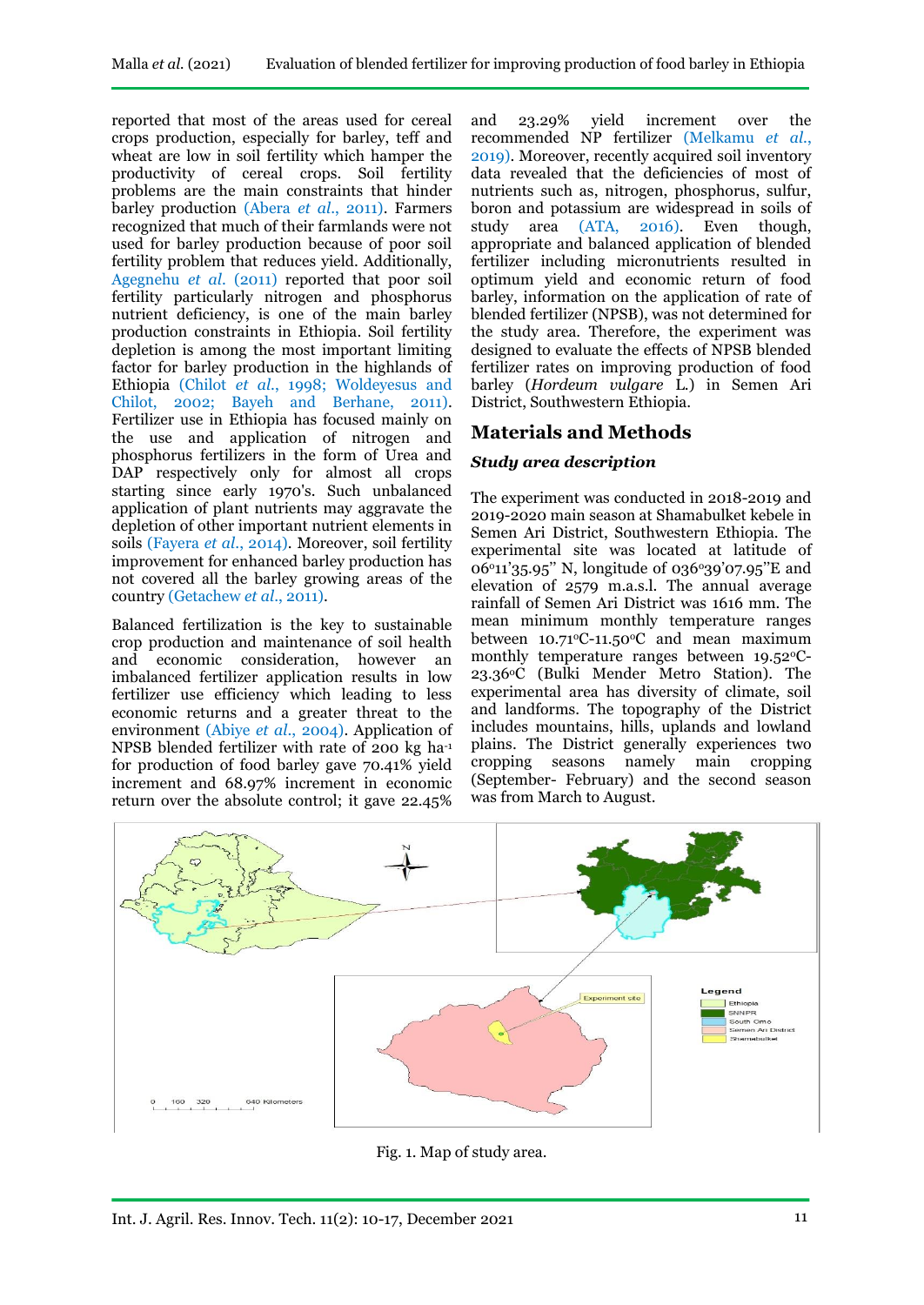reported that most of the areas used for cereal crops production, especially for barley, teff and wheat are low in soil fertility which hamper the productivity of cereal crops. Soil fertility problems are the main constraints that hinder barley production (Abera *et al*., 2011). Farmers recognized that much of their farmlands were not used for barley production because of poor soil fertility problem that reduces yield. Additionally, Agegnehu *et al*. (2011) reported that poor soil fertility particularly nitrogen and phosphorus nutrient deficiency, is one of the main barley production constraints in Ethiopia. Soil fertility depletion is among the most important limiting factor for barley production in the highlands of Ethiopia (Chilot *et al*., 1998; Woldeyesus and Chilot, 2002; Bayeh and Berhane, 2011). Fertilizer use in Ethiopia has focused mainly on the use and application of nitrogen and phosphorus fertilizers in the form of Urea and DAP respectively only for almost all crops starting since early 1970's. Such unbalanced application of plant nutrients may aggravate the depletion of other important nutrient elements in soils (Fayera *et al*., 2014). Moreover, soil fertility improvement for enhanced barley production has not covered all the barley growing areas of the country (Getachew *et al*., 2011).

Balanced fertilization is the key to sustainable crop production and maintenance of soil health and economic consideration, however an imbalanced fertilizer application results in low fertilizer use efficiency which leading to less economic returns and a greater threat to the environment (Abiye *et al*., 2004). Application of NPSB blended fertilizer with rate of 200 kg ha$^{-1}$ for production of food barley gave 70.41% yield increment and 68.97% increment in economic return over the absolute control; it gave 22.45% and 23.29% yield increment over the recommended NP fertilizer (Melkamu *et al*., 2019). Moreover, recently acquired soil inventory data revealed that the deficiencies of most of nutrients such as, nitrogen, phosphorus, sulfur, boron and potassium are widespread in soils of study area (ATA, 2016). Even though, appropriate and balanced application of blended fertilizer including micronutrients resulted in optimum yield and economic return of food barley, information on the application of rate of blended fertilizer (NPSB), was not determined for the study area. Therefore, the experiment was designed to evaluate the effects of NPSB blended fertilizer rates on improving production of food barley (*Hordeum vulgare* L.) in Semen Ari District, Southwestern Ethiopia.

## Materials and Methods

### *Study area description*

The experiment was conducted in 2018-2019 and 2019-2020 main season at Shamabulket kebele in Semen Ari District, Southwestern Ethiopia. The experimental site was located at latitude of 06°11'35.95" N, longitude of 036°39'07.95"E and elevation of 2579 m.a.s.l. The annual average rainfall of Semen Ari District was 1616 mm. The mean minimum monthly temperature ranges between 10.71°C-11.50°C and mean maximum monthly temperature ranges between 19.52°C-23.36°C (Bulki Mender Metro Station). The experimental area has diversity of climate, soil and landforms. The topography of the District includes mountains, hills, uplands and lowland plains. The District generally experiences two cropping seasons namely main cropping (September- February) and the second season was from March to August.

Fig. 1. Map of study area.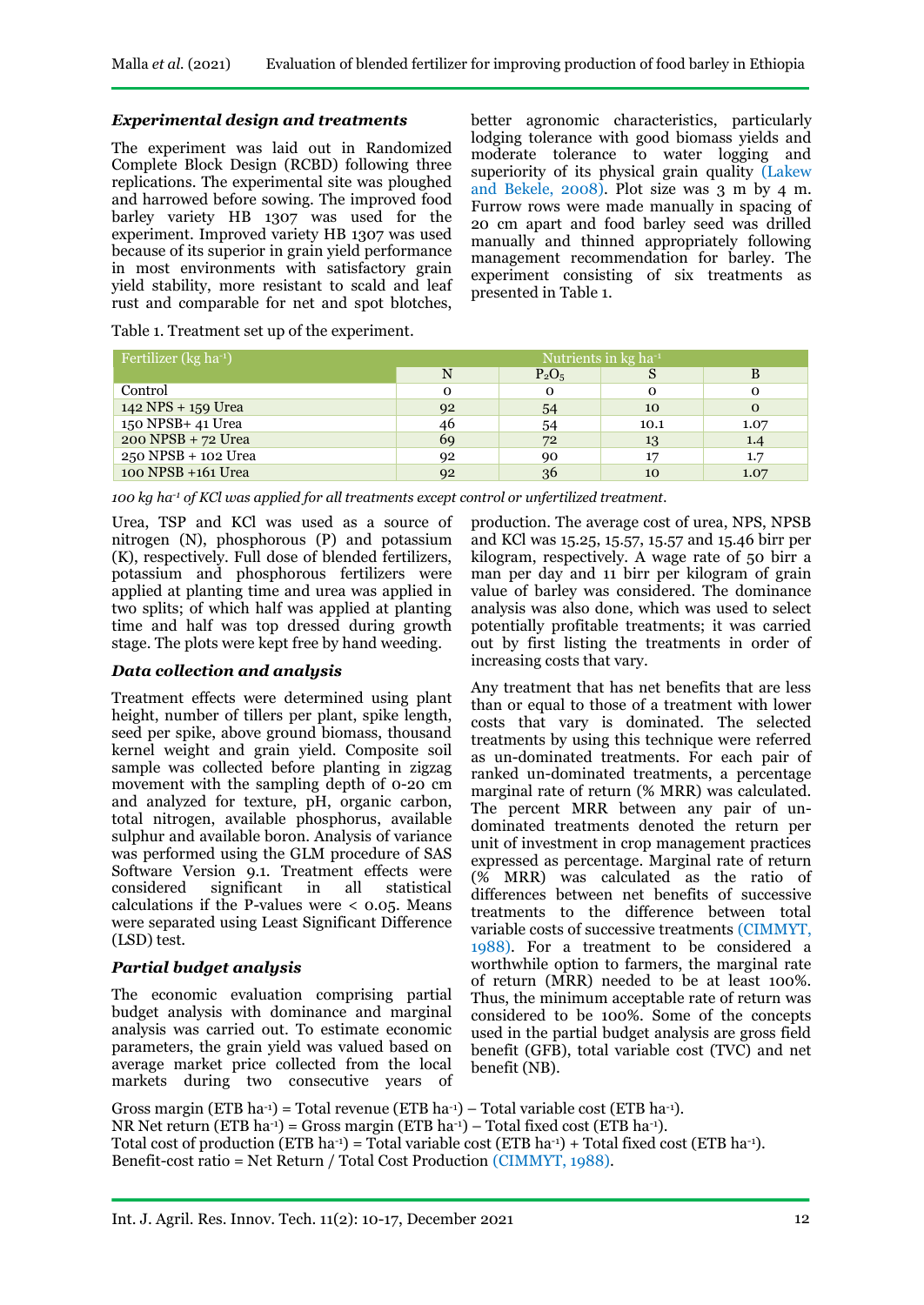### Experimental design and treatments

The experiment was laid out in Randomized Complete Block Design (RCBD) following three replications. The experimental site was ploughed and harrowed before sowing. The improved food barley variety HB 1307 was used for the experiment. Improved variety HB 1307 was used because of its superior in grain yield performance in most environments with satisfactory grain yield stability, more resistant to scald and leaf rust and comparable for net and spot blotches, better agronomic characteristics, particularly lodging tolerance with good biomass yields and moderate tolerance to water logging and superiority of its physical grain quality (Lakew and Bekele, 2008). Plot size was 3 m by 4 m. Furrow rows were made manually in spacing of 20 cm apart and food barley seed was drilled manually and thinned appropriately following management recommendation for barley. The experiment consisting of six treatments as presented in Table 1.

Table 1. Treatment set up of the experiment.

| Fertilizer (kg ha$^{-1}$) | Nutrients in kg ha$^{-1}$ | | | |
|---|---|---|---|---|
| | N | $P_2O_5$ | S | B |
| Control | 0 | 0 | 0 | 0 |
| 142 NPS + 159 Urea | 92 | 54 | 10 | 0 |
| 150 NPSB+ 41 Urea | 46 | 54 | 10.1 | 1.07 |
| 200 NPSB + 72 Urea | 69 | 72 | 13 | 1.4 |
| 250 NPSB + 102 Urea | 92 | 90 | 17 | 1.7 |
| 100 NPSB +161 Urea | 92 | 36 | 10 | 1.07 |

*100 kg ha$^{-1}$ of KCl was applied for all treatments except control or unfertilized treatment.*

Urea, TSP and KCl was used as a source of nitrogen (N), phosphorous (P) and potassium (K), respectively. Full dose of blended fertilizers, potassium and phosphorous fertilizers were applied at planting time and urea was applied in two splits; of which half was applied at planting time and half was top dressed during growth stage. The plots were kept free by hand weeding.

### Data collection and analysis

Treatment effects were determined using plant height, number of tillers per plant, spike length, seed per spike, above ground biomass, thousand kernel weight and grain yield. Composite soil sample was collected before planting in zigzag movement with the sampling depth of 0-20 cm and analyzed for texture, pH, organic carbon, total nitrogen, available phosphorus, available sulphur and available boron. Analysis of variance was performed using the GLM procedure of SAS Software Version 9.1. Treatment effects were considered significant in all statistical calculations if the P-values were $< 0.05$. Means were separated using Least Significant Difference (LSD) test.

### Partial budget analysis

The economic evaluation comprising partial budget analysis with dominance and marginal analysis was carried out. To estimate economic parameters, the grain yield was valued based on average market price collected from the local markets during two consecutive years of production. The average cost of urea, NPS, NPSB and KCl was 15.25, 15.57, 15.57 and 15.46 birr per kilogram, respectively. A wage rate of 50 birr a man per day and 11 birr per kilogram of grain value of barley was considered. The dominance analysis was also done, which was used to select potentially profitable treatments; it was carried out by first listing the treatments in order of increasing costs that vary.

Any treatment that has net benefits that are less than or equal to those of a treatment with lower costs that vary is dominated. The selected treatments by using this technique were referred as un-dominated treatments. For each pair of ranked un-dominated treatments, a percentage marginal rate of return (% MRR) was calculated. The percent MRR between any pair of un-dominated treatments denoted the return per unit of investment in crop management practices expressed as percentage. Marginal rate of return (% MRR) was calculated as the ratio of differences between net benefits of successive treatments to the difference between total variable costs of successive treatments (CIMMYT, 1988). For a treatment to be considered a worthwhile option to farmers, the marginal rate of return (MRR) needed to be at least 100%. Thus, the minimum acceptable rate of return was considered to be 100%. Some of the concepts used in the partial budget analysis are gross field benefit (GFB), total variable cost (TVC) and net benefit (NB).

Gross margin (ETB ha$^{-1}$) = Total revenue (ETB ha$^{-1}$) – Total variable cost (ETB ha$^{-1}$).
NR Net return (ETB ha$^{-1}$) = Gross margin (ETB ha$^{-1}$) – Total fixed cost (ETB ha$^{-1}$).
Total cost of production (ETB ha$^{-1}$) = Total variable cost (ETB ha$^{-1}$) + Total fixed cost (ETB ha$^{-1}$).
Benefit-cost ratio = Net Return / Total Cost Production (CIMMYT, 1988).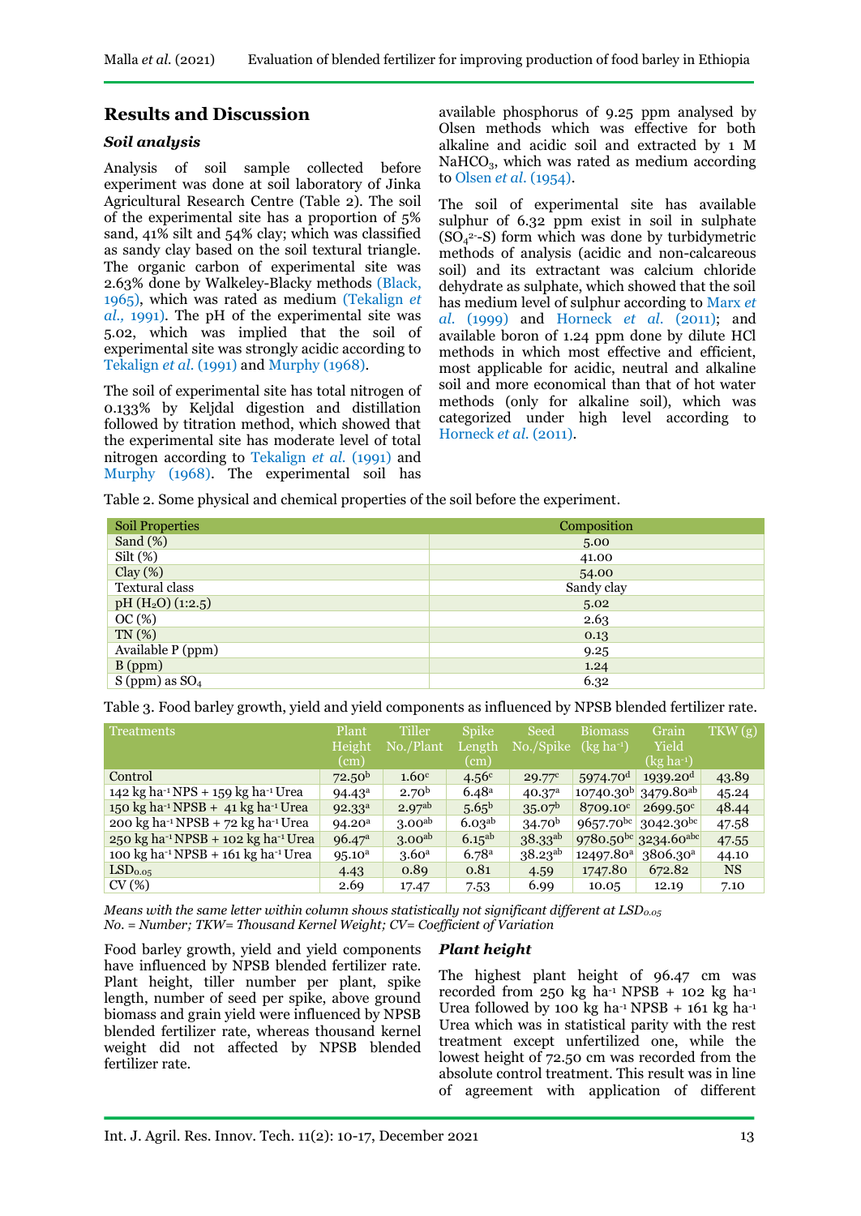## Results and Discussion

### Soil analysis

Analysis of soil sample collected before experiment was done at soil laboratory of Jinka Agricultural Research Centre (Table 2). The soil of the experimental site has a proportion of 5% sand, 41% silt and 54% clay; which was classified as sandy clay based on the soil textural triangle. The organic carbon of experimental site was 2.63% done by Walkeley-Blacky methods (Black, 1965), which was rated as medium (Tekalign *et al.,* 1991). The pH of the experimental site was 5.02, which was implied that the soil of experimental site was strongly acidic according to Tekalign *et al.* (1991) and Murphy (1968).

The soil of experimental site has total nitrogen of 0.133% by Keljdal digestion and distillation followed by titration method, which showed that the experimental site has moderate level of total nitrogen according to Tekalign *et al.* (1991) and Murphy (1968). The experimental soil has available phosphorus of 9.25 ppm analysed by Olsen methods which was effective for both alkaline and acidic soil and extracted by 1 M $NaHCO_3$, which was rated as medium according to Olsen *et al.* (1954).

The soil of experimental site has available sulphur of 6.32 ppm exist in soil in sulphate ($SO_4^{2-}$-S) form which was done by turbidymetric methods of analysis (acidic and non-calcareous soil) and its extractant was calcium chloride dehydrate as sulphate, which showed that the soil has medium level of sulphur according to Marx *et al.* (1999) and Horneck *et al.* (2011); and available boron of 1.24 ppm done by dilute HCl methods in which most effective and efficient, most applicable for acidic, neutral and alkaline soil and more economical than that of hot water methods (only for alkaline soil), which was categorized under high level according to Horneck *et al.* (2011).

Table 2. Some physical and chemical properties of the soil before the experiment.

| Soil Properties | Composition |
|---|---|
| Sand (%) | 5.00 |
| Silt (%) | 41.00 |
| Clay (%) | 54.00 |
| Textural class | Sandy clay |
| pH ($H_2O$) (1:2.5) | 5.02 |
| OC (%) | 2.63 |
| TN (%) | 0.13 |
| Available P (ppm) | 9.25 |
| B (ppm) | 1.24 |
| S (ppm) as $SO_4$ | 6.32 |

Table 3. Food barley growth, yield and yield components as influenced by NPSB blended fertilizer rate.

| Treatments | Plant Height (cm) | Tiller No./Plant | Spike Length (cm) | Seed No./Spike | Biomass (kg ha$^{-1}$) | Grain Yield (kg ha$^{-1}$) | TKW (g) |
|---|---|---|---|---|---|---|---|
| Control | 72.50$^{b}$ | 1.60$^{c}$ | 4.56$^{c}$ | 29.77$^{c}$ | 5974.70$^{d}$ | 1939.20$^{d}$ | 43.89 |
| 142 kg ha$^{-1}$ NPS + 159 kg ha$^{-1}$ Urea | 94.43$^{a}$ | 2.70$^{b}$ | 6.48$^{a}$ | 40.37$^{a}$ | 10740.30$^{b}$ | 3479.80$^{ab}$ | 45.24 |
| 150 kg ha$^{-1}$ NPSB + 41 kg ha$^{-1}$ Urea | 92.33$^{a}$ | 2.97$^{ab}$ | 5.65$^{b}$ | 35.07$^{b}$ | 8709.10$^{c}$ | 2699.50$^{c}$ | 48.44 |
| 200 kg ha$^{-1}$ NPSB + 72 kg ha$^{-1}$ Urea | 94.20$^{a}$ | 3.00$^{ab}$ | 6.03$^{ab}$ | 34.70$^{b}$ | 9657.70$^{bc}$ | 3042.30$^{bc}$ | 47.58 |
| 250 kg ha$^{-1}$ NPSB + 102 kg ha$^{-1}$ Urea | 96.47$^{a}$ | 3.00$^{ab}$ | 6.15$^{ab}$ | 38.33$^{ab}$ | 9780.50$^{bc}$ | 3234.60$^{abc}$ | 47.55 |
| 100 kg ha$^{-1}$ NPSB + 161 kg ha$^{-1}$ Urea | 95.10$^{a}$ | 3.60$^{a}$ | 6.78$^{a}$ | 38.23$^{ab}$ | 12497.80$^{a}$ | 3806.30$^{a}$ | 44.10 |
| LSD$_{0.05}$ | 4.43 | 0.89 | 0.81 | 4.59 | 1747.80 | 672.82 | NS |
| CV (%) | 2.69 | 17.47 | 7.53 | 6.99 | 10.05 | 12.19 | 7.10 |

*Means with the same letter within column shows statistically not significant different at LSD$_{0.05}$*
*No. = Number; TKW= Thousand Kernel Weight; CV= Coefficient of Variation*

Food barley growth, yield and yield components have influenced by NPSB blended fertilizer rate. Plant height, tiller number per plant, spike length, number of seed per spike, above ground biomass and grain yield were influenced by NPSB blended fertilizer rate, whereas thousand kernel weight did not affected by NPSB blended fertilizer rate.

### Plant height

The highest plant height of 96.47 cm was recorded from 250 kg ha$^{-1}$ NPSB + 102 kg ha$^{-1}$ Urea followed by 100 kg ha$^{-1}$ NPSB + 161 kg ha$^{-1}$ Urea which was in statistical parity with the rest treatment except unfertilized one, while the lowest height of 72.50 cm was recorded from the absolute control treatment. This result was in line of agreement with application of different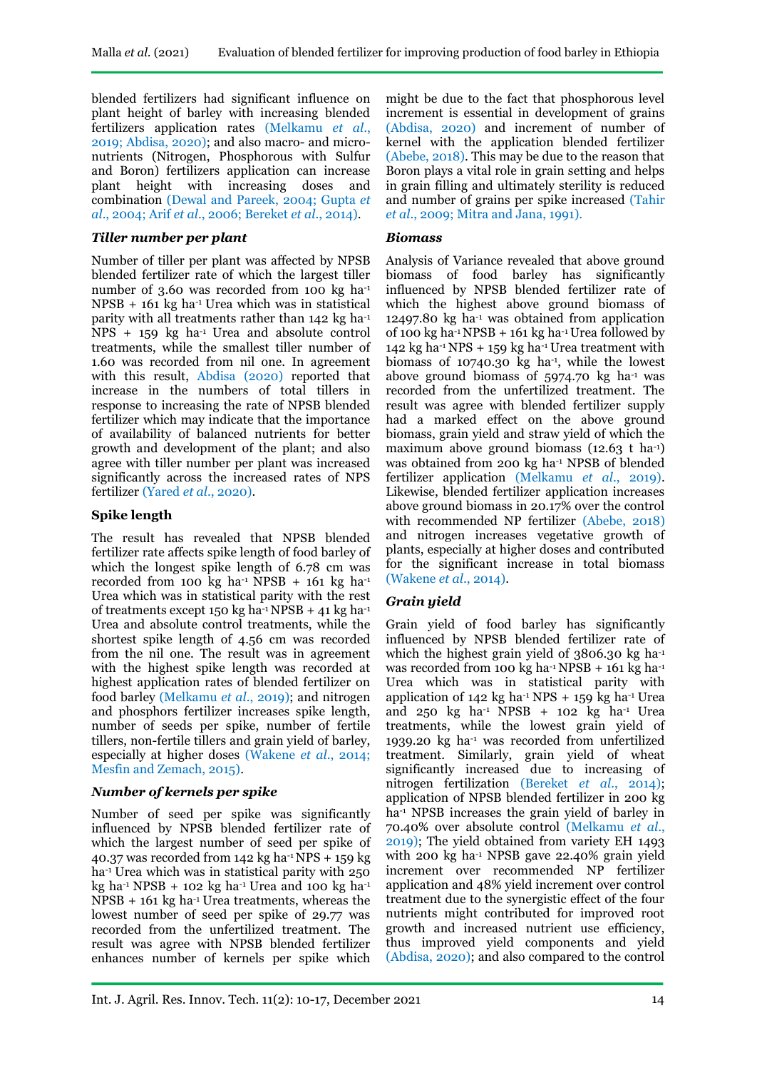blended fertilizers had significant influence on plant height of barley with increasing blended fertilizers application rates (Melkamu *et al*., 2019; Abdisa, 2020); and also macro- and micro-nutrients (Nitrogen, Phosphorous with Sulfur and Boron) fertilizers application can increase plant height with increasing doses and combination (Dewal and Pareek, 2004; Gupta *et al*., 2004; Arif *et al*., 2006; Bereket *et al*., 2014).

### *Tiller number per plant*

Number of tiller per plant was affected by NPSB blended fertilizer rate of which the largest tiller number of 3.60 was recorded from 100 kg ha$^{-1}$ NPSB + 161 kg ha$^{-1}$ Urea which was in statistical parity with all treatments rather than 142 kg ha$^{-1}$ NPS + 159 kg ha$^{-1}$ Urea and absolute control treatments, while the smallest tiller number of 1.60 was recorded from nil one. In agreement with this result, Abdisa (2020) reported that increase in the numbers of total tillers in response to increasing the rate of NPSB blended fertilizer which may indicate that the importance of availability of balanced nutrients for better growth and development of the plant; and also agree with tiller number per plant was increased significantly across the increased rates of NPS fertilizer (Yared *et al*., 2020).

### Spike length

The result has revealed that NPSB blended fertilizer rate affects spike length of food barley of which the longest spike length of 6.78 cm was recorded from 100 kg ha$^{-1}$ NPSB + 161 kg ha$^{-1}$ Urea which was in statistical parity with the rest of treatments except 150 kg ha$^{-1}$ NPSB + 41 kg ha$^{-1}$ Urea and absolute control treatments, while the shortest spike length of 4.56 cm was recorded from the nil one. The result was in agreement with the highest spike length was recorded at highest application rates of blended fertilizer on food barley (Melkamu *et al*., 2019); and nitrogen and phosphors fertilizer increases spike length, number of seeds per spike, number of fertile tillers, non-fertile tillers and grain yield of barley, especially at higher doses (Wakene *et al*., 2014; Mesfin and Zemach, 2015).

### *Number of kernels per spike*

Number of seed per spike was significantly influenced by NPSB blended fertilizer rate of which the largest number of 40.37 was recorded from 142 kg ha$^{-1}$ NPS + 159 kg ha$^{-1}$ Urea which was in statistical parity with 250 kg ha$^{-1}$ NPSB + 102 kg ha$^{-1}$ Urea and 100 kg ha$^{-1}$ NPSB + 161 kg ha$^{-1}$ Urea treatments, whereas the lowest number of seed per spike of 29.77 was recorded from the unfertilized treatment. The result was agree with NPSB blended fertilizer enhances number of kernels per spike which might be due to the fact that phosphorous level increment is essential in development of grains (Abdisa, 2020) and increment of number of kernel with the application blended fertilizer (Abebe, 2018). This may be due to the reason that Boron plays a vital role in grain setting and helps in grain filling and ultimately sterility is reduced and number of grains per spike increased (Tahir *et al*., 2009; Mitra and Jana, 1991).

### *Biomass*

Analysis of Variance revealed that above ground biomass of food barley has significantly influenced by NPSB blended fertilizer rate of which the highest above ground biomass of 12497.80 kg ha$^{-1}$ was obtained from application of 100 kg ha$^{-1}$ NPSB + 161 kg ha$^{-1}$ Urea followed by 142 kg ha$^{-1}$ NPS + 159 kg ha$^{-1}$ Urea treatment with biomass of 10740.30 kg ha$^{-1}$, while the lowest above ground biomass of 5974.70 kg ha$^{-1}$ was recorded from the unfertilized treatment. The result was agree with blended fertilizer supply had a marked effect on the above ground biomass, grain yield and straw yield of which the maximum above ground biomass (12.63 t ha$^{-1}$) was obtained from 200 kg ha$^{-1}$ NPSB of blended fertilizer application (Melkamu *et al*., 2019). Likewise, blended fertilizer application increases above ground biomass in 20.17% over the control with recommended NP fertilizer (Abebe, 2018) and nitrogen increases vegetative growth of plants, especially at higher doses and contributed for the significant increase in total biomass (Wakene *et al*., 2014).

### *Grain yield*

Grain yield of food barley has significantly influenced by NPSB blended fertilizer rate of which the highest grain yield of 3806.30 kg ha$^{-1}$ was recorded from 100 kg ha$^{-1}$ NPSB + 161 kg ha$^{-1}$ Urea which was in statistical parity with application of 142 kg ha$^{-1}$ NPS + 159 kg ha$^{-1}$ Urea and 250 kg ha$^{-1}$ NPSB + 102 kg ha$^{-1}$ Urea treatments, while the lowest grain yield of 1939.20 kg ha$^{-1}$ was recorded from unfertilized treatment. Similarly, grain yield of wheat significantly increased due to increasing of nitrogen fertilization (Bereket *et al*., 2014); application of NPSB blended fertilizer in 200 kg ha$^{-1}$ NPSB increases the grain yield of barley in 70.40% over absolute control (Melkamu *et al*., 2019); The yield obtained from variety EH 1493 with 200 kg ha$^{-1}$ NPSB gave 22.40% grain yield increment over recommended NP fertilizer application and 48% yield increment over control treatment due to the synergistic effect of the four nutrients might contributed for improved root growth and increased nutrient use efficiency, thus improved yield components and yield (Abdisa, 2020); and also compared to the control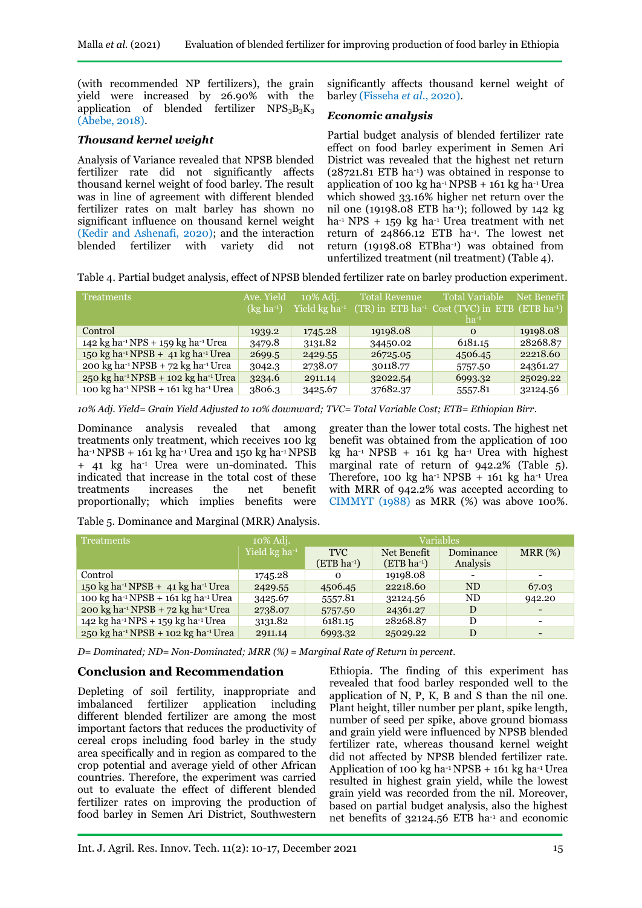(with recommended NP fertilizers), the grain yield were increased by 26.90% with the application of blended fertilizer $NPS_3B_3K_3$ (Abebe, 2018).

### Thousand kernel weight

Analysis of Variance revealed that NPSB blended fertilizer rate did not significantly affects thousand kernel weight of food barley. The result was in line of agreement with different blended fertilizer rates on malt barley has shown no significant influence on thousand kernel weight (Kedir and Ashenafi, 2020); and the interaction blended fertilizer with variety did not significantly affects thousand kernel weight of barley (Fisseha *et al*., 2020).

### Economic analysis

Partial budget analysis of blended fertilizer rate effect on food barley experiment in Semen Ari District was revealed that the highest net return (28721.81 ETB ha$^{-1}$) was obtained in response to application of 100 kg ha$^{-1}$ NPSB + 161 kg ha$^{-1}$ Urea which showed 33.16% higher net return over the nil one (19198.08 ETB ha$^{-1}$); followed by 142 kg ha$^{-1}$ NPS + 159 kg ha$^{-1}$ Urea treatment with net return of 24866.12 ETB ha$^{-1}$. The lowest net return (19198.08 ETBha$^{-1}$) was obtained from unfertilized treatment (nil treatment) (Table 4).

Table 4. Partial budget analysis, effect of NPSB blended fertilizer rate on barley production experiment.

| Treatments | Ave. Yield (kg ha$^{-1}$) | 10% Adj. Yield kg ha$^{-1}$ | Total Revenue (TR) in ETB ha$^{-1}$ | Total Variable Cost (TVC) in ETB ha$^{-1}$ | Net Benefit (ETB ha$^{-1}$) |
|---|---|---|---|---|---|
| Control | 1939.2 | 1745.28 | 19198.08 | 0 | 19198.08 |
| 142 kg ha$^{-1}$ NPS + 159 kg ha$^{-1}$ Urea | 3479.8 | 3131.82 | 34450.02 | 6181.15 | 28268.87 |
| 150 kg ha$^{-1}$ NPSB + 41 kg ha$^{-1}$ Urea | 2699.5 | 2429.55 | 26725.05 | 4506.45 | 22218.60 |
| 200 kg ha$^{-1}$ NPSB + 72 kg ha$^{-1}$ Urea | 3042.3 | 2738.07 | 30118.77 | 5757.50 | 24361.27 |
| 250 kg ha$^{-1}$ NPSB + 102 kg ha$^{-1}$ Urea | 3234.6 | 2911.14 | 32022.54 | 6993.32 | 25029.22 |
| 100 kg ha$^{-1}$ NPSB + 161 kg ha$^{-1}$ Urea | 3806.3 | 3425.67 | 37682.37 | 5557.81 | 32124.56 |

*10% Adj. Yield= Grain Yield Adjusted to 10% downward; TVC= Total Variable Cost; ETB= Ethiopian Birr*.

Dominance analysis revealed that among treatments only treatment, which receives 100 kg ha$^{-1}$ NPSB + 161 kg ha$^{-1}$ Urea and 150 kg ha$^{-1}$ NPSB + 41 kg ha$^{-1}$ Urea were un-dominated. This indicated that increase in the total cost of these treatments increases the net benefit proportionally; which implies benefits were greater than the lower total costs. The highest net benefit was obtained from the application of 100 kg ha$^{-1}$ NPSB + 161 kg ha$^{-1}$ Urea with highest marginal rate of return of 942.2% (Table 5). Therefore, 100 kg ha$^{-1}$ NPSB + 161 kg ha$^{-1}$ Urea with MRR of 942.2% was accepted according to CIMMYT (1988) as MRR (%) was above 100%.

Table 5. Dominance and Marginal (MRR) Analysis.

| Treatments | 10% Adj. Yield kg ha$^{-1}$ | Variables | | | |
|---|---|---|---|---|---|
| | | TVC (ETB ha$^{-1}$) | Net Benefit (ETB ha$^{-1}$) | Dominance Analysis | MRR (%) |
| Control | 1745.28 | 0 | 19198.08 | - | - |
| 150 kg ha$^{-1}$ NPSB + 41 kg ha$^{-1}$ Urea | 2429.55 | 4506.45 | 22218.60 | ND | 67.03 |
| 100 kg ha$^{-1}$ NPSB + 161 kg ha$^{-1}$ Urea | 3425.67 | 5557.81 | 32124.56 | ND | 942.20 |
| 200 kg ha$^{-1}$ NPSB + 72 kg ha$^{-1}$ Urea | 2738.07 | 5757.50 | 24361.27 | D | - |
| 142 kg ha$^{-1}$ NPS + 159 kg ha$^{-1}$ Urea | 3131.82 | 6181.15 | 28268.87 | D | - |
| 250 kg ha$^{-1}$ NPSB + 102 kg ha$^{-1}$ Urea | 2911.14 | 6993.32 | 25029.22 | D | - |

*D= Dominated; ND= Non-Dominated; MRR (%) = Marginal Rate of Return in percent*.

## Conclusion and Recommendation

Depleting of soil fertility, inappropriate and imbalanced fertilizer application including different blended fertilizer are among the most important factors that reduces the productivity of cereal crops including food barley in the study area specifically and in region as compared to the crop potential and average yield of other African countries. Therefore, the experiment was carried out to evaluate the effect of different blended fertilizer rates on improving the production of food barley in Semen Ari District, Southwestern Ethiopia. The finding of this experiment has revealed that food barley responded well to the application of N, P, K, B and S than the nil one. Plant height, tiller number per plant, spike length, number of seed per spike, above ground biomass and grain yield were influenced by NPSB blended fertilizer rate, whereas thousand kernel weight did not affected by NPSB blended fertilizer rate. Application of 100 kg ha$^{-1}$ NPSB + 161 kg ha$^{-1}$ Urea resulted in highest grain yield, while the lowest grain yield was recorded from the nil. Moreover, based on partial budget analysis, also the highest net benefits of 32124.56 ETB ha$^{-1}$ and economic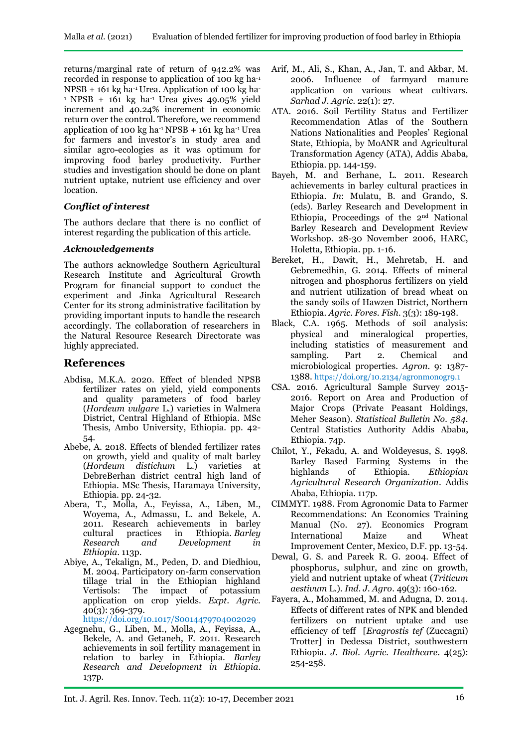returns/marginal rate of return of 942.2% was recorded in response to application of 100 kg ha$^{-1}$ NPSB + 161 kg ha$^{-1}$ Urea. Application of 100 kg ha$^{-1}$ NPSB + 161 kg ha$^{-1}$ Urea gives 49.05% yield increment and 40.24% increment in economic return over the control. Therefore, we recommend application of 100 kg ha$^{-1}$ NPSB + 161 kg ha$^{-1}$ Urea for farmers and investor's in study area and similar agro-ecologies as it was optimum for improving food barley productivity. Further studies and investigation should be done on plant nutrient uptake, nutrient use efficiency and over location.

### *Conflict of interest*

The authors declare that there is no conflict of interest regarding the publication of this article.

### *Acknowledgements*

The authors acknowledge Southern Agricultural Research Institute and Agricultural Growth Program for financial support to conduct the experiment and Jinka Agricultural Research Center for its strong administrative facilitation by providing important inputs to handle the research accordingly. The collaboration of researchers in the Natural Resource Research Directorate was highly appreciated.

## References

Abdisa, M.K.A. 2020. Effect of blended NPSB fertilizer rates on yield, yield components and quality parameters of food barley (*Hordeum vulgare* L.) varieties in Walmera District, Central Highland of Ethiopia. MSc Thesis, Ambo University, Ethiopia. pp. 42-54.

Abebe, A. 2018. Effects of blended fertilizer rates on growth, yield and quality of malt barley (*Hordeum distichum* L.) varieties at DebreBerhan district central high land of Ethiopia. MSc Thesis, Haramaya University, Ethiopia. pp. 24-32.

Abera, T., Molla, A., Feyissa, A., Liben, M., Woyema, A., Admassu, L. and Bekele, A. 2011. Research achievements in barley cultural practices in Ethiopia. *Barley Research and Development in Ethiopia*. 113p.

Abiye, A., Tekalign, M., Peden, D. and Diedhiou, M. 2004. Participatory on-farm conservation tillage trial in the Ethiopian highland Vertisols: The impact of potassium application on crop yields. *Expt. Agric.* 40(3): 369-379. https://doi.org/10.1017/S0014479704002029

Agegnehu, G., Liben, M., Molla, A., Feyissa, A., Bekele, A. and Getaneh, F. 2011. Research achievements in soil fertility management in relation to barley in Ethiopia. *Barley Research and Development in Ethiopia*. 137p.

Arif, M., Ali, S., Khan, A., Jan, T. and Akbar, M. 2006. Influence of farmyard manure application on various wheat cultivars. *Sarhad J. Agric.* 22(1): 27.

ATA. 2016. Soil Fertility Status and Fertilizer Recommendation Atlas of the Southern Nations Nationalities and Peoples' Regional State, Ethiopia, by MoANR and Agricultural Transformation Agency (ATA), Addis Ababa, Ethiopia. pp. 144-159.

Bayeh, M. and Berhane, L. 2011. Research achievements in barley cultural practices in Ethiopia. *In*: Mulatu, B. and Grando, S. (eds). Barley Research and Development in Ethiopia, Proceedings of the 2nd National Barley Research and Development Review Workshop. 28-30 November 2006, HARC, Holetta, Ethiopia. pp. 1-16.

Bereket, H., Dawit, H., Mehretab, H. and Gebremedhin, G. 2014. Effects of mineral nitrogen and phosphorus fertilizers on yield and nutrient utilization of bread wheat on the sandy soils of Hawzen District, Northern Ethiopia. *Agric. Fores. Fish.* 3(3): 189-198.

Black, C.A. 1965. Methods of soil analysis: physical and mineralogical properties, including statistics of measurement and sampling. Part 2. Chemical and microbiological properties. *Agron.* 9: 1387-1388. https://doi.org/10.2134/agronmonogr9.1

CSA. 2016. Agricultural Sample Survey 2015-2016. Report on Area and Production of Major Crops (Private Peasant Holdings, Meher Season). *Statistical Bulletin No. 584*. Central Statistics Authority Addis Ababa, Ethiopia. 74p.

Chilot, Y., Fekadu, A. and Woldeyesus, S. 1998. Barley Based Farming Systems in the highlands of Ethiopia. *Ethiopian Agricultural Research Organization*. Addis Ababa, Ethiopia. 117p.

CIMMYT. 1988. From Agronomic Data to Farmer Recommendations: An Economics Training Manual (No. 27). Economics Program International Maize and Wheat Improvement Center, Mexico, D.F. pp. 13-54.

Dewal, G. S. and Pareek R. G. 2004. Effect of phosphorus, sulphur, and zinc on growth, yield and nutrient uptake of wheat (*Triticum aestivum* L.). *Ind. J. Agro*. 49(3): 160-162.

Fayera, A., Mohammed, M. and Adugna, D. 2014. Effects of different rates of NPK and blended fertilizers on nutrient uptake and use efficiency of teff [*Eragrostis tef* (Zuccagni) Trotter] in Dedessa District, southwestern Ethiopia. *J. Biol. Agric. Healthcare*. 4(25): 254-258.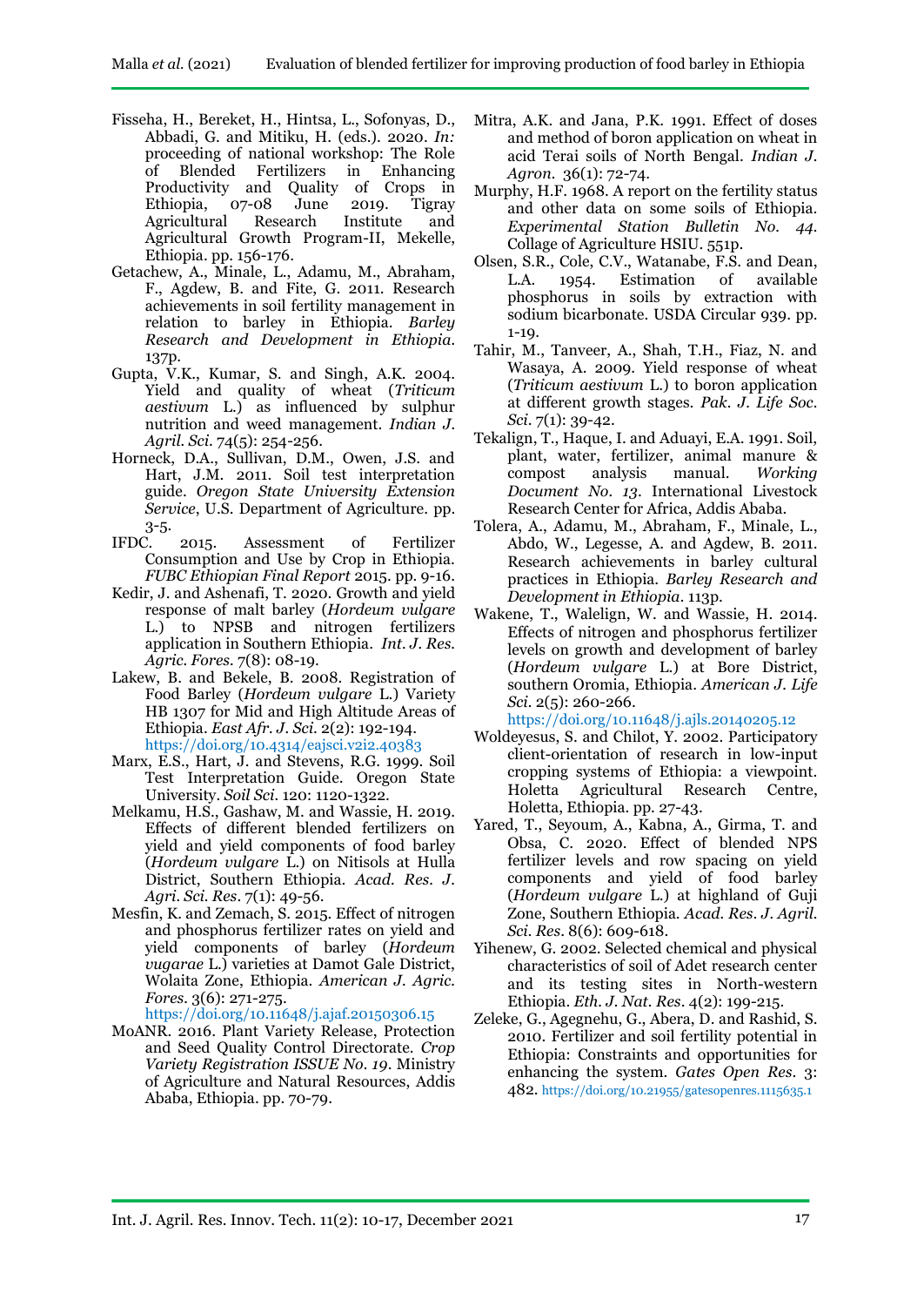Fisseha, H., Bereket, H., Hintsa, L., Sofonyas, D., Abbadi, G. and Mitiku, H. (eds.). 2020. *In:* proceeding of national workshop: The Role of Blended Fertilizers in Enhancing Productivity and Quality of Crops in Ethiopia, 07-08 June 2019. Tigray Agricultural Research Institute and Agricultural Growth Program-II, Mekelle, Ethiopia. pp. 156-176.

Getachew, A., Minale, L., Adamu, M., Abraham, F., Agdew, B. and Fite, G. 2011. Research achievements in soil fertility management in relation to barley in Ethiopia. *Barley Research and Development in Ethiopia*. 137p.

Gupta, V.K., Kumar, S. and Singh, A.K. 2004. Yield and quality of wheat (*Triticum aestivum* L.) as influenced by sulphur nutrition and weed management. *Indian J. Agril. Sci.* 74(5): 254-256.

Horneck, D.A., Sullivan, D.M., Owen, J.S. and Hart, J.M. 2011. Soil test interpretation guide. *Oregon State University Extension Service*, U.S. Department of Agriculture. pp. 3-5.

IFDC. 2015. Assessment of Fertilizer Consumption and Use by Crop in Ethiopia. *FUBC Ethiopian Final Report* 2015. pp. 9-16.

Kedir, J. and Ashenafi, T. 2020. Growth and yield response of malt barley (*Hordeum vulgare* L.) to NPSB and nitrogen fertilizers application in Southern Ethiopia. *Int. J. Res. Agric. Fores.* 7(8): 08-19.

Lakew, B. and Bekele, B. 2008. Registration of Food Barley (*Hordeum vulgare* L.) Variety HB 1307 for Mid and High Altitude Areas of Ethiopia. *East Afr. J. Sci.* 2(2): 192-194. https://doi.org/10.4314/eajsci.v2i2.40383

Marx, E.S., Hart, J. and Stevens, R.G. 1999. Soil Test Interpretation Guide. Oregon State University. *Soil Sci.* 120: 1120-1322.

Melkamu, H.S., Gashaw, M. and Wassie, H. 2019. Effects of different blended fertilizers on yield and yield components of food barley (*Hordeum vulgare* L.) on Nitisols at Hulla District, Southern Ethiopia. *Acad. Res. J. Agri. Sci. Res.* 7(1): 49-56.

Mesfin, K. and Zemach, S. 2015. Effect of nitrogen and phosphorus fertilizer rates on yield and yield components of barley (*Hordeum vugarae* L.) varieties at Damot Gale District, Wolaita Zone, Ethiopia. *American J. Agric. Fores.* 3(6): 271-275. https://doi.org/10.11648/j.ajaf.20150306.15

MoANR. 2016. Plant Variety Release, Protection and Seed Quality Control Directorate. *Crop Variety Registration ISSUE No. 19*. Ministry of Agriculture and Natural Resources, Addis Ababa, Ethiopia. pp. 70-79.

Mitra, A.K. and Jana, P.K. 1991. Effect of doses and method of boron application on wheat in acid Terai soils of North Bengal. *Indian J. Agron.* 36(1): 72-74.

Murphy, H.F. 1968. A report on the fertility status and other data on some soils of Ethiopia. *Experimental Station Bulletin No. 44*. Collage of Agriculture HSIU. 551p.

Olsen, S.R., Cole, C.V., Watanabe, F.S. and Dean, L.A. 1954. Estimation of available phosphorus in soils by extraction with sodium bicarbonate. USDA Circular 939. pp. 1-19.

Tahir, M., Tanveer, A., Shah, T.H., Fiaz, N. and Wasaya, A. 2009. Yield response of wheat (*Triticum aestivum* L.) to boron application at different growth stages. *Pak. J. Life Soc. Sci.* 7(1): 39-42.

Tekalign, T., Haque, I. and Aduayi, E.A. 1991. Soil, plant, water, fertilizer, animal manure & compost analysis manual. *Working Document No. 13*. International Livestock Research Center for Africa, Addis Ababa.

Tolera, A., Adamu, M., Abraham, F., Minale, L., Abdo, W., Legesse, A. and Agdew, B. 2011. Research achievements in barley cultural practices in Ethiopia. *Barley Research and Development in Ethiopia*. 113p.

Wakene, T., Walelign, W. and Wassie, H. 2014. Effects of nitrogen and phosphorus fertilizer levels on growth and development of barley (*Hordeum vulgare* L.) at Bore District, southern Oromia, Ethiopia. *American J. Life Sci.* 2(5): 260-266. https://doi.org/10.11648/j.ajls.20140205.12

Woldeyesus, S. and Chilot, Y. 2002. Participatory client-orientation of research in low-input cropping systems of Ethiopia: a viewpoint. Holetta Agricultural Research Centre, Holetta, Ethiopia. pp. 27-43.

Yared, T., Seyoum, A., Kabna, A., Girma, T. and Obsa, C. 2020. Effect of blended NPS fertilizer levels and row spacing on yield components and yield of food barley (*Hordeum vulgare* L.) at highland of Guji Zone, Southern Ethiopia. *Acad. Res. J. Agril. Sci. Res.* 8(6): 609-618.

Yihenew, G. 2002. Selected chemical and physical characteristics of soil of Adet research center and its testing sites in North-western Ethiopia. *Eth. J. Nat. Res.* 4(2): 199-215.

Zeleke, G., Agegnehu, G., Abera, D. and Rashid, S. 2010. Fertilizer and soil fertility potential in Ethiopia: Constraints and opportunities for enhancing the system. *Gates Open Res.* 3: 482. https://doi.org/10.21955/gatesopenres.1115635.1